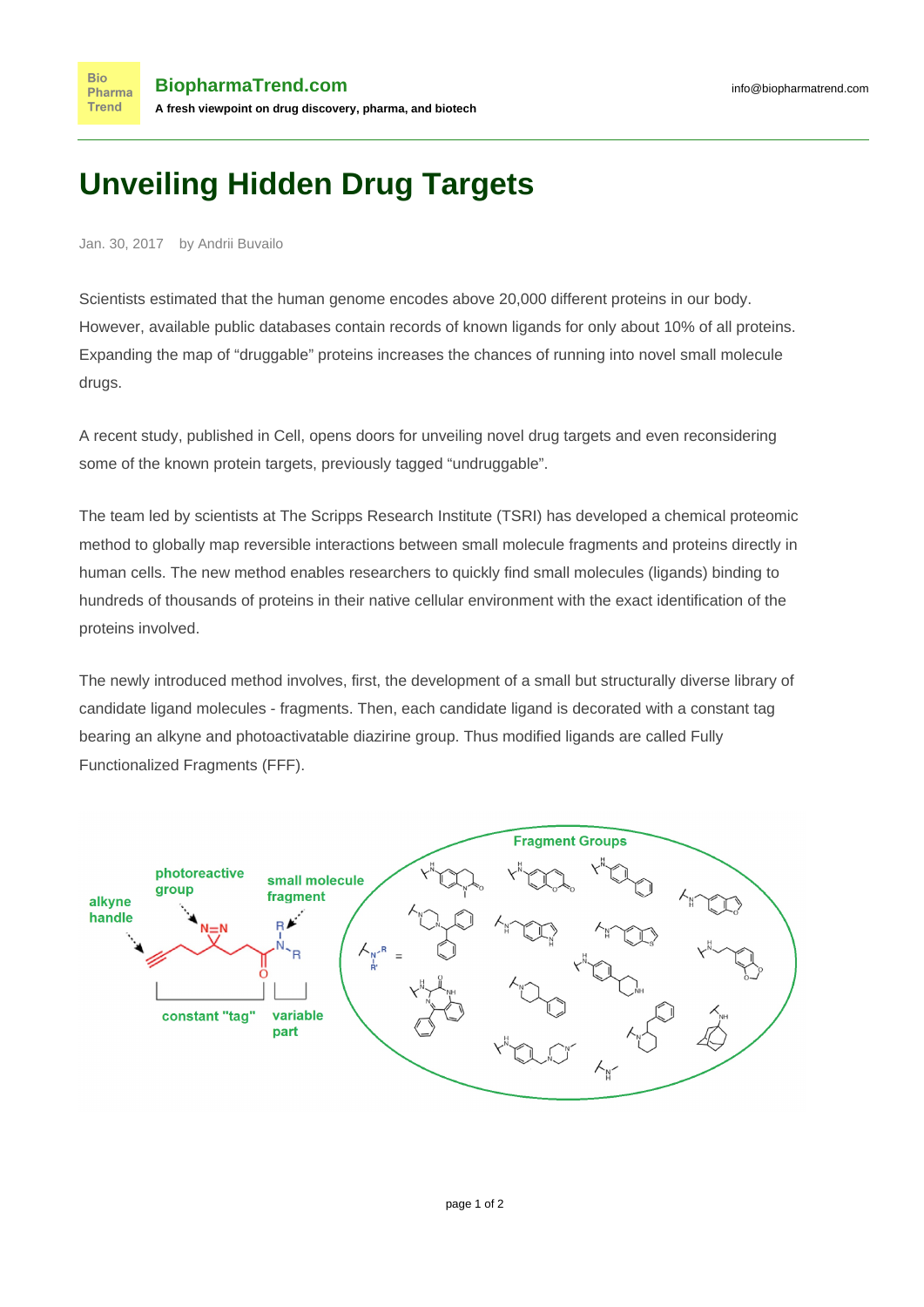# Unveiling Hidden Drug Targets

Jan. 30, 2017 by Andrii Buvailo

Scientists estimated that the human genome encodes above 20,000 different proteins in our body. However, available public databases contain records of known ligands for only about 10% of all proteins. Expanding the map of "druggable" proteins increases the chances of running into novel small molecule drugs.

A recent study, published in Cell, opens doors for unveiling novel drug targets and even reconsidering some of the known protein targets, previously tagged "undruggable".

The team led by scientists at The Scripps Research Institute (TSRI) has developed a chemical proteomic method to globally map reversible interactions between small molecule fragments and proteins directly in human cells. The new method enables researchers to quickly find small molecules (ligands) binding to hundreds of thousands of proteins in their native cellular environment with the exact identification of the proteins involved.

The newly introduced method involves, first, the development of a small but structurally diverse library of candidate ligand molecules - fragments. Then, each candidate ligand is decorated with a constant tag bearing an alkyne and photoactivatable diazirine group. Thus modified ligands are called Fully Functionalized Fragments (FFF).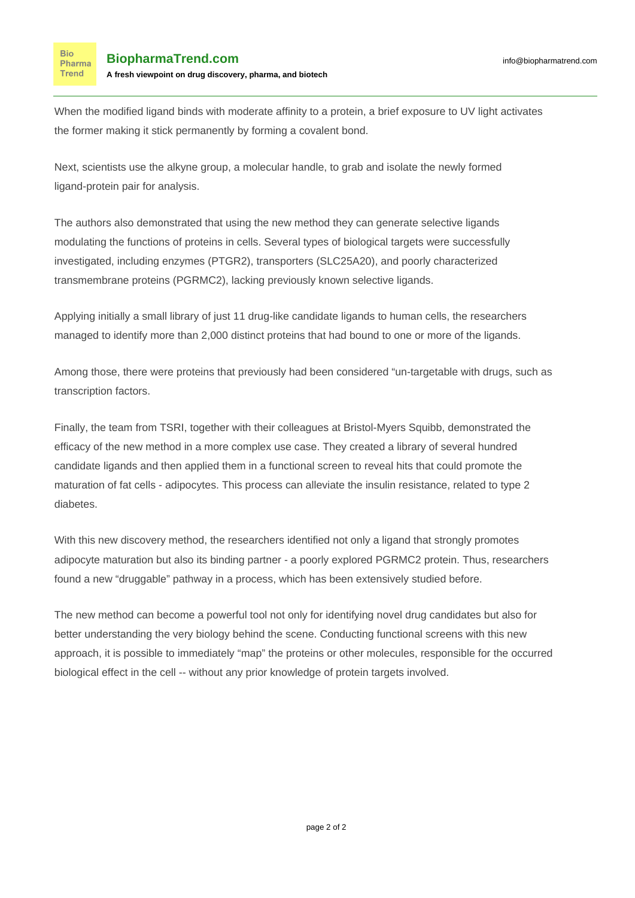When the modified ligand binds with moderate affinity to a protein, a brief exposure to UV light activates the former making it stick permanently by forming a covalent bond.

Next, scientists use the alkyne group, a molecular handle, to grab and isolate the newly formed ligand-protein pair for analysis.

The authors also demonstrated that using the new method they can generate selective ligands modulating the functions of proteins in cells. Several types of biological targets were successfully investigated, including enzymes (PTGR2), transporters (SLC25A20), and poorly characterized transmembrane proteins (PGRMC2), lacking previously known selective ligands.

Applying initially a small library of just 11 drug-like candidate ligands to human cells, the researchers managed to identify more than 2,000 distinct proteins that had bound to one or more of the ligands.

Among those, there were proteins that previously had been considered “un-targetable with drugs, such as transcription factors.

Finally, the team from TSRI, together with their colleagues at Bristol-Myers Squibb, demonstrated the efficacy of the new method in a more complex use case. They created a library of several hundred candidate ligands and then applied them in a functional screen to reveal hits that could promote the maturation of fat cells - adipocytes. This process can alleviate the insulin resistance, related to type 2 diabetes.

With this new discovery method, the researchers identified not only a ligand that strongly promotes adipocyte maturation but also its binding partner - a poorly explored PGRMC2 protein. Thus, researchers found a new “druggable” pathway in a process, which has been extensively studied before.

The new method can become a powerful tool not only for identifying novel drug candidates but also for better understanding the very biology behind the scene. Conducting functional screens with this new approach, it is possible to immediately “map” the proteins or other molecules, responsible for the occurred biological effect in the cell -- without any prior knowledge of protein targets involved.